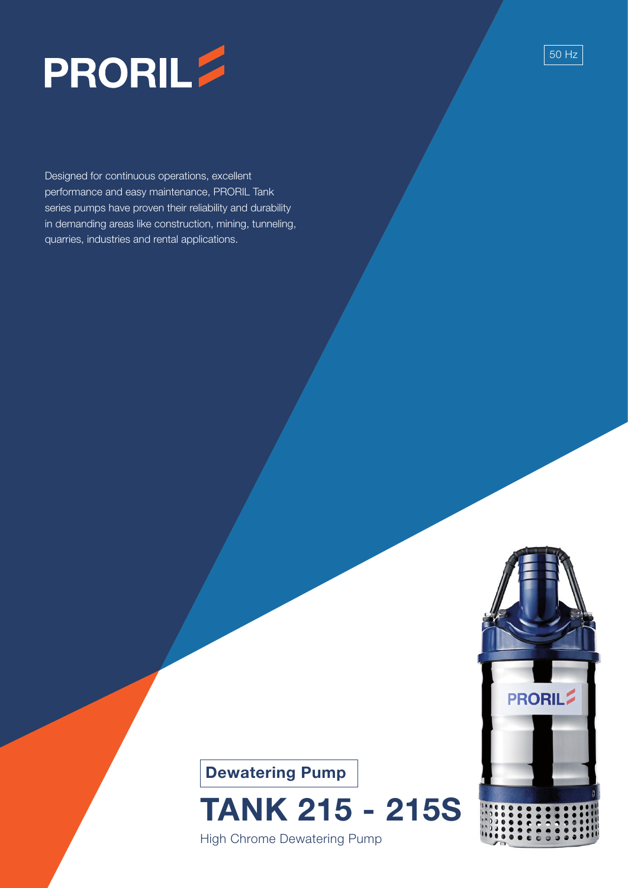# PRORIL

50 Hz

Designed for continuous operations, excellent performance and easy maintenance, PRORIL Tank series pumps have proven their reliability and durability in demanding areas like construction, mining, tunneling, quarries, industries and rental applications.

**Dewatering Pump**

## TANK 215 - 215S

High Chrome Dewatering Pump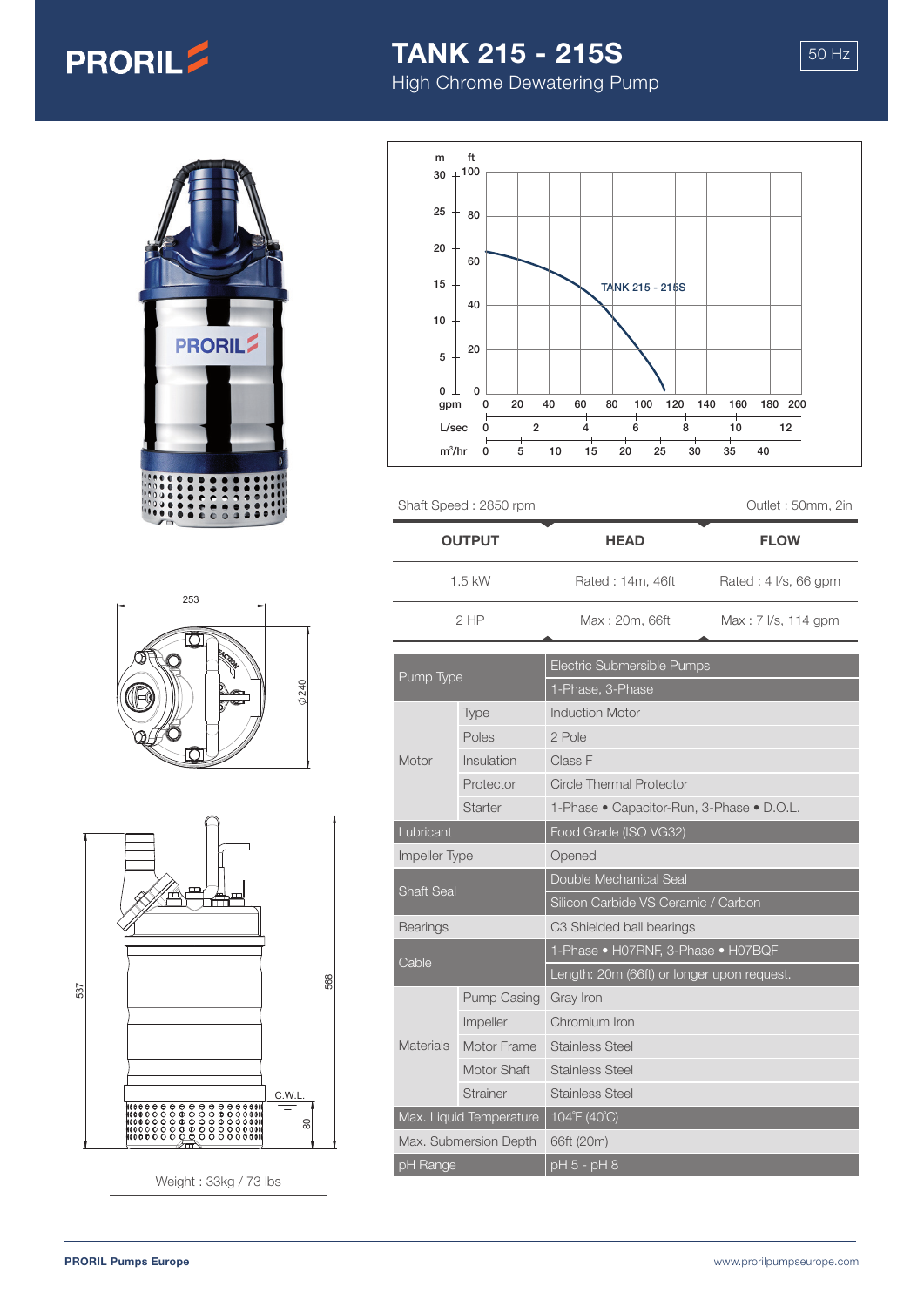# TANK 215 - 215S

High Chrome Dewatering Pump

50 Hz

m ft
30 100
25 80
20 60
15 40
10 20
5
0 0

TANK 215 - 215S

gpm 0 20 40 60 80 100 120 140 160 180 200
L/sec 0 2 4 6 8 10 12
m³/hr 0 5 10 15 20 25 30 35 40

253

⌀240

537

568

C.W.L.

80

Weight : 33kg / 73 lbs

Shaft Speed : 2850 rpm

Outlet : 50mm, 2in

| OUTPUT | HEAD | FLOW |
|---|---|---|
| 1.5 kW | Rated : 14m, 46ft | Rated : 4 l/s, 66 gpm |
| 2 HP | Max : 20m, 66ft | Max : 7 l/s, 114 gpm |

| | | |
|---|---|---|
| Pump Type | | Electric Submersible Pumps |
| | | 1-Phase, 3-Phase |
| Motor | Type | Induction Motor |
| | Poles | 2 Pole |
| | Insulation | Class F |
| | Protector | Circle Thermal Protector |
| | Starter | 1-Phase • Capacitor-Run, 3-Phase • D.O.L. |
| Lubricant | | Food Grade (ISO VG32) |
| Impeller Type | | Opened |
| Shaft Seal | | Double Mechanical Seal |
| | | Silicon Carbide VS Ceramic / Carbon |
| Bearings | | C3 Shielded ball bearings |
| Cable | | 1-Phase • H07RNF, 3-Phase • H07BQF |
| | | Length: 20m (66ft) or longer upon request. |
| Materials | Pump Casing | Gray Iron |
| | Impeller | Chromium Iron |
| | Motor Frame | Stainless Steel |
| | Motor Shaft | Stainless Steel |
| | Strainer | Stainless Steel |
| Max. Liquid Temperature | | 104˚F (40˚C) |
| Max. Submersion Depth | | 66ft (20m) |
| pH Range | | pH 5 - pH 8 |